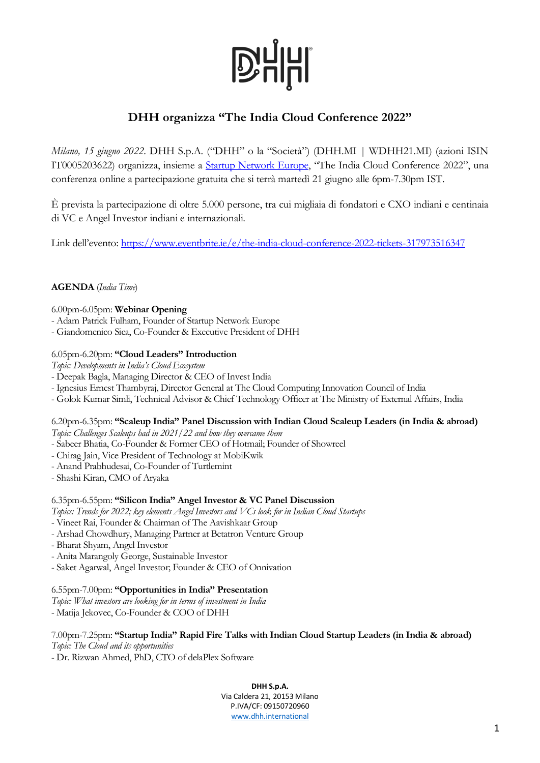# DHH organizza "The India Cloud Conference 2022"

*Milano, 15 giugno 2022*. DHH S.p.A. ("DHH" o la "Società") (DHH.MI | WDHH21.MI) (azioni ISIN IT0005203622) organizza, insieme a [Startup Network Europe](), "The India Cloud Conference 2022", una conferenza online a partecipazione gratuita che si terrà martedì 21 giugno alle 6pm-7.30pm IST.

È prevista la partecipazione di oltre 5.000 persone, tra cui migliaia di fondatori e CXO indiani e centinaia di VC e Angel Investor indiani e internazionali.

Link dell'evento: [https://www.eventbrite.ie/e/the-india-cloud-conference-2022-tickets-317973516347](https://www.eventbrite.ie/e/the-india-cloud-conference-2022-tickets-317973516347)

**AGENDA** (*India Time*)

6.00pm-6.05pm: **Webinar Opening**
- Adam Patrick Fulham, Founder of Startup Network Europe
- Giandomenico Sica, Co-Founder & Executive President of DHH

6.05pm-6.20pm: **"Cloud Leaders" Introduction**
*Topic: Developments in India's Cloud Ecosystem*
- Deepak Bagla, Managing Director & CEO of Invest India
- Ignesius Ernest Thambyraj, Director General at The Cloud Computing Innovation Council of India
- Golok Kumar Simli, Technical Advisor & Chief Technology Officer at The Ministry of External Affairs, India

6.20pm-6.35pm: **"Scaleup India" Panel Discussion with Indian Cloud Scaleup Leaders (in India & abroad)**
*Topic: Challenges Scaleups had in 2021/22 and how they overcame them*
- Sabeer Bhatia, Co-Founder & Former CEO of Hotmail; Founder of Showreel
- Chirag Jain, Vice President of Technology at MobiKwik
- Anand Prabhudesai, Co-Founder of Turtlemint
- Shashi Kiran, CMO of Aryaka

6.35pm-6.55pm: **"Silicon India" Angel Investor & VC Panel Discussion**
*Topics: Trends for 2022; key elements Angel Investors and VCs look for in Indian Cloud Startups*
- Vineet Rai, Founder & Chairman of The Aavishkaar Group
- Arshad Chowdhury, Managing Partner at Betatron Venture Group
- Bharat Shyam, Angel Investor
- Anita Marangoly George, Sustainable Investor
- Saket Agarwal, Angel Investor; Founder & CEO of Onnivation

6.55pm-7.00pm: **"Opportunities in India" Presentation**
*Topic: What investors are looking for in terms of investment in India*
- Matija Jekovec, Co-Founder & COO of DHH

7.00pm-7.25pm: **"Startup India" Rapid Fire Talks with Indian Cloud Startup Leaders (in India & abroad)**
*Topic: The Cloud and its opportunities*
- Dr. Rizwan Ahmed, PhD, CTO of delaPlex Software

**DHH S.p.A.**
Via Caldera 21, 20153 Milano
P.IVA/CF: 09150720960
[www.dhh.international](www.dhh.international)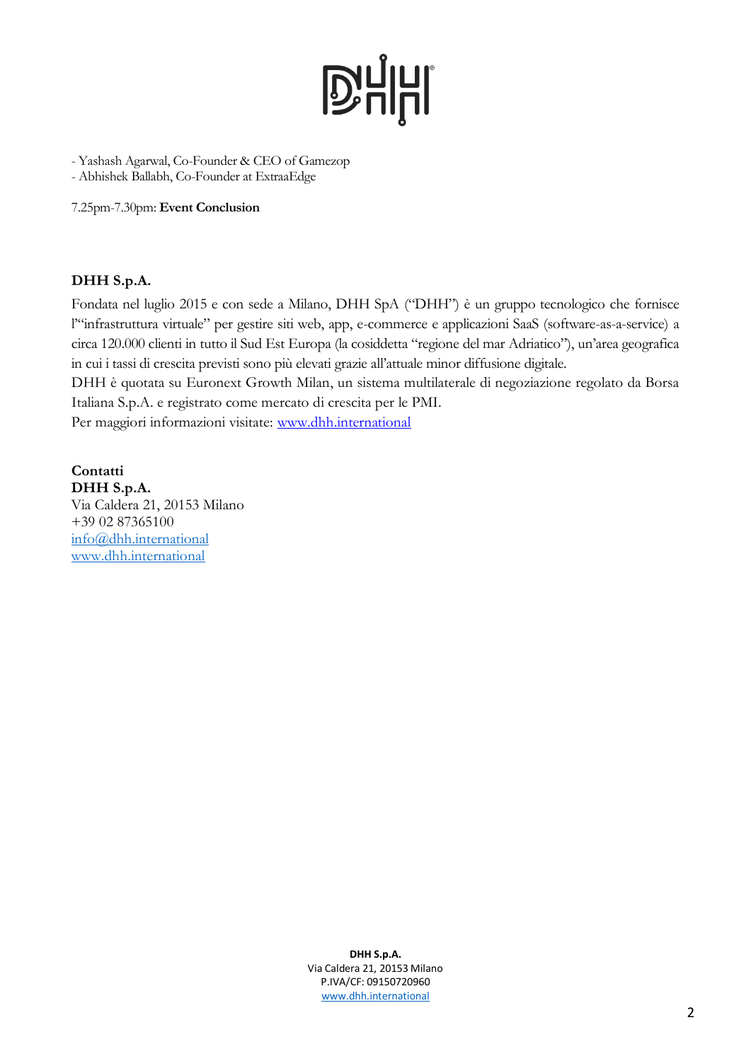- Yashash Agarwal, Co-Founder & CEO of Gamezop
- Abhishek Ballabh, Co-Founder at ExtraaEdge

7.25pm-7.30pm: **Event Conclusion**

**DHH S.p.A.**

Fondata nel luglio 2015 e con sede a Milano, DHH SpA ("DHH") è un gruppo tecnologico che fornisce l'"infrastruttura virtuale" per gestire siti web, app, e-commerce e applicazioni SaaS (software-as-a-service) a circa 120.000 clienti in tutto il Sud Est Europa (la cosiddetta "regione del mar Adriatico"), un'area geografica in cui i tassi di crescita previsti sono più elevati grazie all'attuale minor diffusione digitale.
DHH è quotata su Euronext Growth Milan, un sistema multilaterale di negoziazione regolato da Borsa Italiana S.p.A. e registrato come mercato di crescita per le PMI.
Per maggiori informazioni visitate: www.dhh.international

**Contatti**
**DHH S.p.A.**
Via Caldera 21, 20153 Milano
+39 02 87365100
info@dhh.international
www.dhh.international